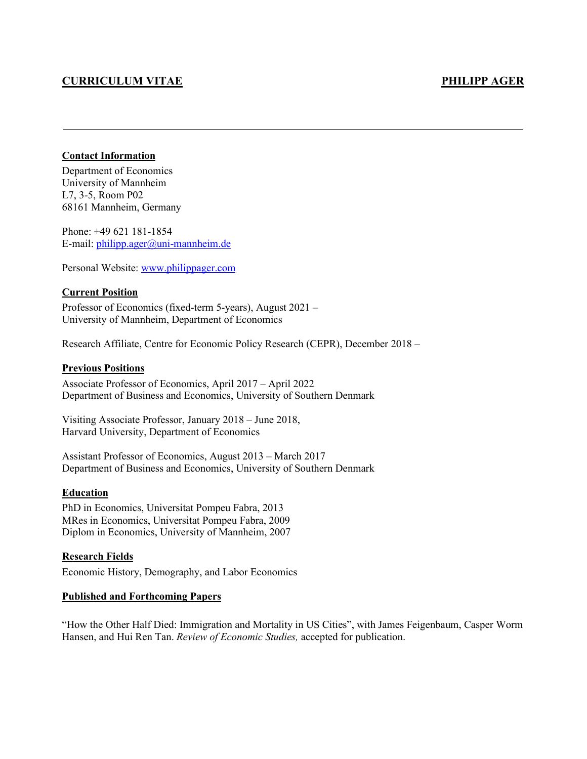# CURRICULUM VITAE — PHILIPP AGER

---

## Contact Information

Department of Economics
University of Mannheim
L7, 3-5, Room P02
68161 Mannheim, Germany

Phone: +49 621 181-1854
E-mail: [philipp.ager@uni-mannheim.de](mailto:philipp.ager@uni-mannheim.de)

Personal Website: [www.philippager.com](http://www.philippager.com)

## Current Position

Professor of Economics (fixed-term 5-years), August 2021 –
University of Mannheim, Department of Economics

Research Affiliate, Centre for Economic Policy Research (CEPR), December 2018 –

## Previous Positions

Associate Professor of Economics, April 2017 – April 2022
Department of Business and Economics, University of Southern Denmark

Visiting Associate Professor, January 2018 – June 2018,
Harvard University, Department of Economics

Assistant Professor of Economics, August 2013 – March 2017
Department of Business and Economics, University of Southern Denmark

## Education

PhD in Economics, Universitat Pompeu Fabra, 2013
MRes in Economics, Universitat Pompeu Fabra, 2009
Diplom in Economics, University of Mannheim, 2007

## Research Fields

Economic History, Demography, and Labor Economics

## Published and Forthcoming Papers

"How the Other Half Died: Immigration and Mortality in US Cities", with James Feigenbaum, Casper Worm Hansen, and Hui Ren Tan. *Review of Economic Studies,* accepted for publication.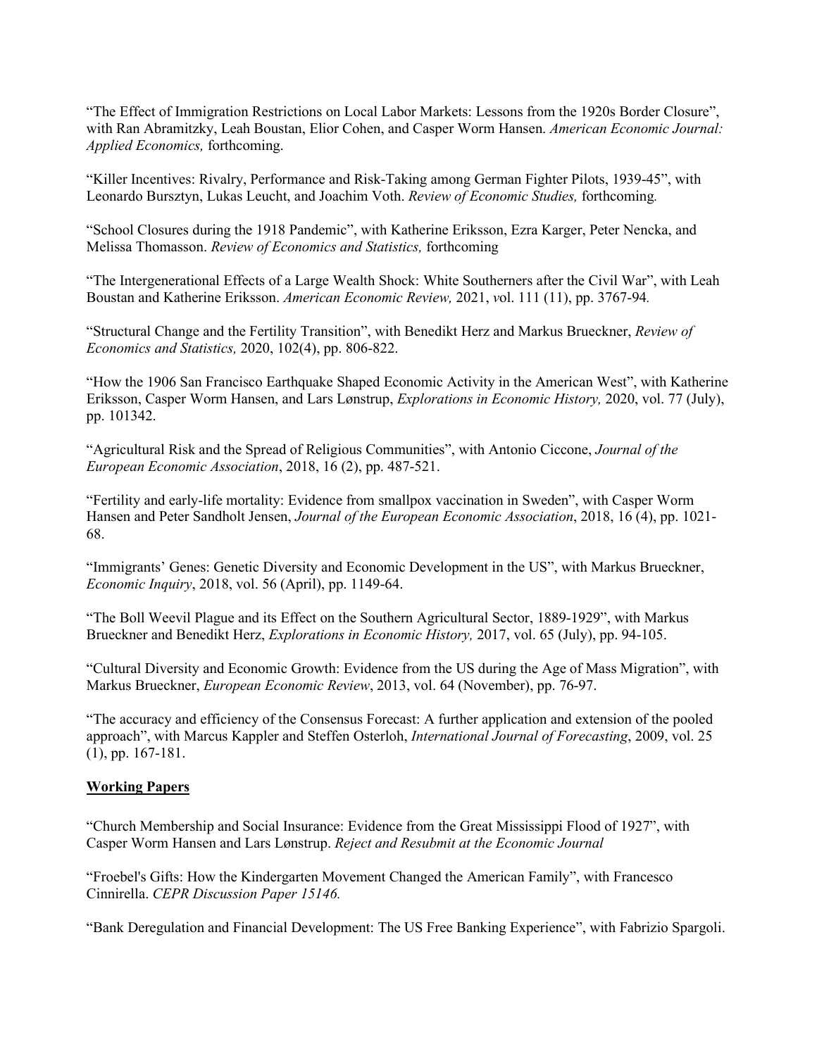"The Effect of Immigration Restrictions on Local Labor Markets: Lessons from the 1920s Border Closure", with Ran Abramitzky, Leah Boustan, Elior Cohen, and Casper Worm Hansen. *American Economic Journal: Applied Economics,* forthcoming.

"Killer Incentives: Rivalry, Performance and Risk-Taking among German Fighter Pilots, 1939-45", with Leonardo Bursztyn, Lukas Leucht, and Joachim Voth. *Review of Economic Studies,* forthcoming.

"School Closures during the 1918 Pandemic", with Katherine Eriksson, Ezra Karger, Peter Nencka, and Melissa Thomasson. *Review of Economics and Statistics,* forthcoming

"The Intergenerational Effects of a Large Wealth Shock: White Southerners after the Civil War", with Leah Boustan and Katherine Eriksson. *American Economic Review,* 2021, *v*ol. 111 (11), pp. 3767-94*.*

"Structural Change and the Fertility Transition", with Benedikt Herz and Markus Brueckner, *Review of Economics and Statistics,* 2020, 102(4), pp. 806-822.

"How the 1906 San Francisco Earthquake Shaped Economic Activity in the American West", with Katherine Eriksson, Casper Worm Hansen, and Lars Lønstrup, *Explorations in Economic History,* 2020, vol. 77 (July), pp. 101342.

"Agricultural Risk and the Spread of Religious Communities", with Antonio Ciccone, *Journal of the European Economic Association*, 2018, 16 (2), pp. 487-521.

"Fertility and early-life mortality: Evidence from smallpox vaccination in Sweden", with Casper Worm Hansen and Peter Sandholt Jensen, *Journal of the European Economic Association*, 2018, 16 (4), pp. 1021-68.

"Immigrants' Genes: Genetic Diversity and Economic Development in the US", with Markus Brueckner, *Economic Inquiry*, 2018, vol. 56 (April), pp. 1149-64.

"The Boll Weevil Plague and its Effect on the Southern Agricultural Sector, 1889-1929", with Markus Brueckner and Benedikt Herz, *Explorations in Economic History,* 2017, vol. 65 (July), pp. 94-105.

"Cultural Diversity and Economic Growth: Evidence from the US during the Age of Mass Migration", with Markus Brueckner, *European Economic Review*, 2013, vol. 64 (November), pp. 76-97.

"The accuracy and efficiency of the Consensus Forecast: A further application and extension of the pooled approach", with Marcus Kappler and Steffen Osterloh, *International Journal of Forecasting*, 2009, vol. 25 (1), pp. 167-181.

## Working Papers

"Church Membership and Social Insurance: Evidence from the Great Mississippi Flood of 1927", with Casper Worm Hansen and Lars Lønstrup. *Reject and Resubmit at the Economic Journal*

"Froebel's Gifts: How the Kindergarten Movement Changed the American Family", with Francesco Cinnirella. *CEPR Discussion Paper 15146.*

"Bank Deregulation and Financial Development: The US Free Banking Experience", with Fabrizio Spargoli.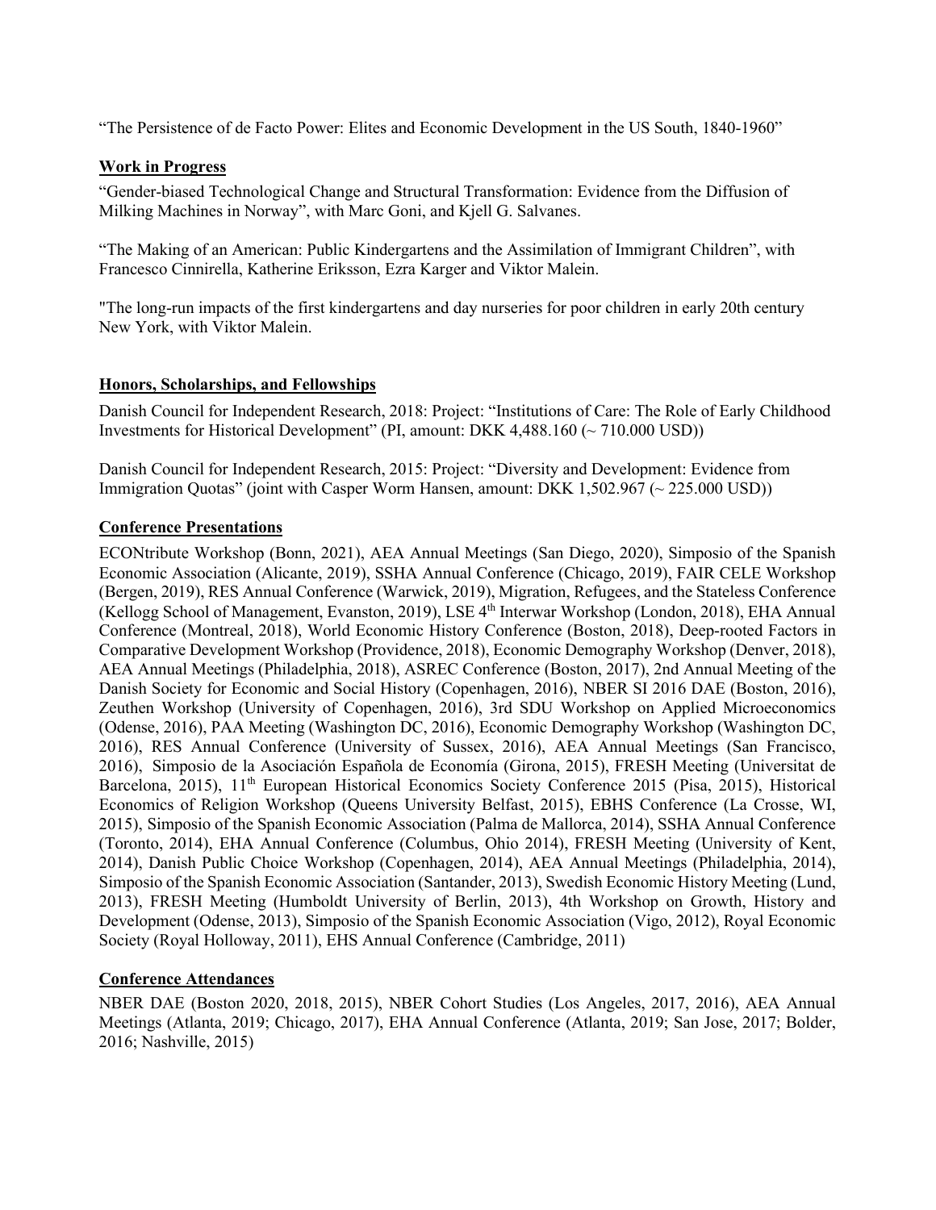"The Persistence of de Facto Power: Elites and Economic Development in the US South, 1840-1960"

## Work in Progress

"Gender-biased Technological Change and Structural Transformation: Evidence from the Diffusion of Milking Machines in Norway", with Marc Goni, and Kjell G. Salvanes.

"The Making of an American: Public Kindergartens and the Assimilation of Immigrant Children", with Francesco Cinnirella, Katherine Eriksson, Ezra Karger and Viktor Malein.

"The long-run impacts of the first kindergartens and day nurseries for poor children in early 20th century New York, with Viktor Malein.

## Honors, Scholarships, and Fellowships

Danish Council for Independent Research, 2018: Project: "Institutions of Care: The Role of Early Childhood Investments for Historical Development" (PI, amount: DKK 4,488.160 (~ 710.000 USD))

Danish Council for Independent Research, 2015: Project: "Diversity and Development: Evidence from Immigration Quotas" (joint with Casper Worm Hansen, amount: DKK 1,502.967 (~ 225.000 USD))

## Conference Presentations

ECONtribute Workshop (Bonn, 2021), AEA Annual Meetings (San Diego, 2020), Simposio of the Spanish Economic Association (Alicante, 2019), SSHA Annual Conference (Chicago, 2019), FAIR CELE Workshop (Bergen, 2019), RES Annual Conference (Warwick, 2019), Migration, Refugees, and the Stateless Conference (Kellogg School of Management, Evanston, 2019), LSE 4th Interwar Workshop (London, 2018), EHA Annual Conference (Montreal, 2018), World Economic History Conference (Boston, 2018), Deep-rooted Factors in Comparative Development Workshop (Providence, 2018), Economic Demography Workshop (Denver, 2018), AEA Annual Meetings (Philadelphia, 2018), ASREC Conference (Boston, 2017), 2nd Annual Meeting of the Danish Society for Economic and Social History (Copenhagen, 2016), NBER SI 2016 DAE (Boston, 2016), Zeuthen Workshop (University of Copenhagen, 2016), 3rd SDU Workshop on Applied Microeconomics (Odense, 2016), PAA Meeting (Washington DC, 2016), Economic Demography Workshop (Washington DC, 2016), RES Annual Conference (University of Sussex, 2016), AEA Annual Meetings (San Francisco, 2016), Simposio de la Asociación Española de Economía (Girona, 2015), FRESH Meeting (Universitat de Barcelona, 2015), 11th European Historical Economics Society Conference 2015 (Pisa, 2015), Historical Economics of Religion Workshop (Queens University Belfast, 2015), EBHS Conference (La Crosse, WI, 2015), Simposio of the Spanish Economic Association (Palma de Mallorca, 2014), SSHA Annual Conference (Toronto, 2014), EHA Annual Conference (Columbus, Ohio 2014), FRESH Meeting (University of Kent, 2014), Danish Public Choice Workshop (Copenhagen, 2014), AEA Annual Meetings (Philadelphia, 2014), Simposio of the Spanish Economic Association (Santander, 2013), Swedish Economic History Meeting (Lund, 2013), FRESH Meeting (Humboldt University of Berlin, 2013), 4th Workshop on Growth, History and Development (Odense, 2013), Simposio of the Spanish Economic Association (Vigo, 2012), Royal Economic Society (Royal Holloway, 2011), EHS Annual Conference (Cambridge, 2011)

## Conference Attendances

NBER DAE (Boston 2020, 2018, 2015), NBER Cohort Studies (Los Angeles, 2017, 2016), AEA Annual Meetings (Atlanta, 2019; Chicago, 2017), EHA Annual Conference (Atlanta, 2019; San Jose, 2017; Bolder, 2016; Nashville, 2015)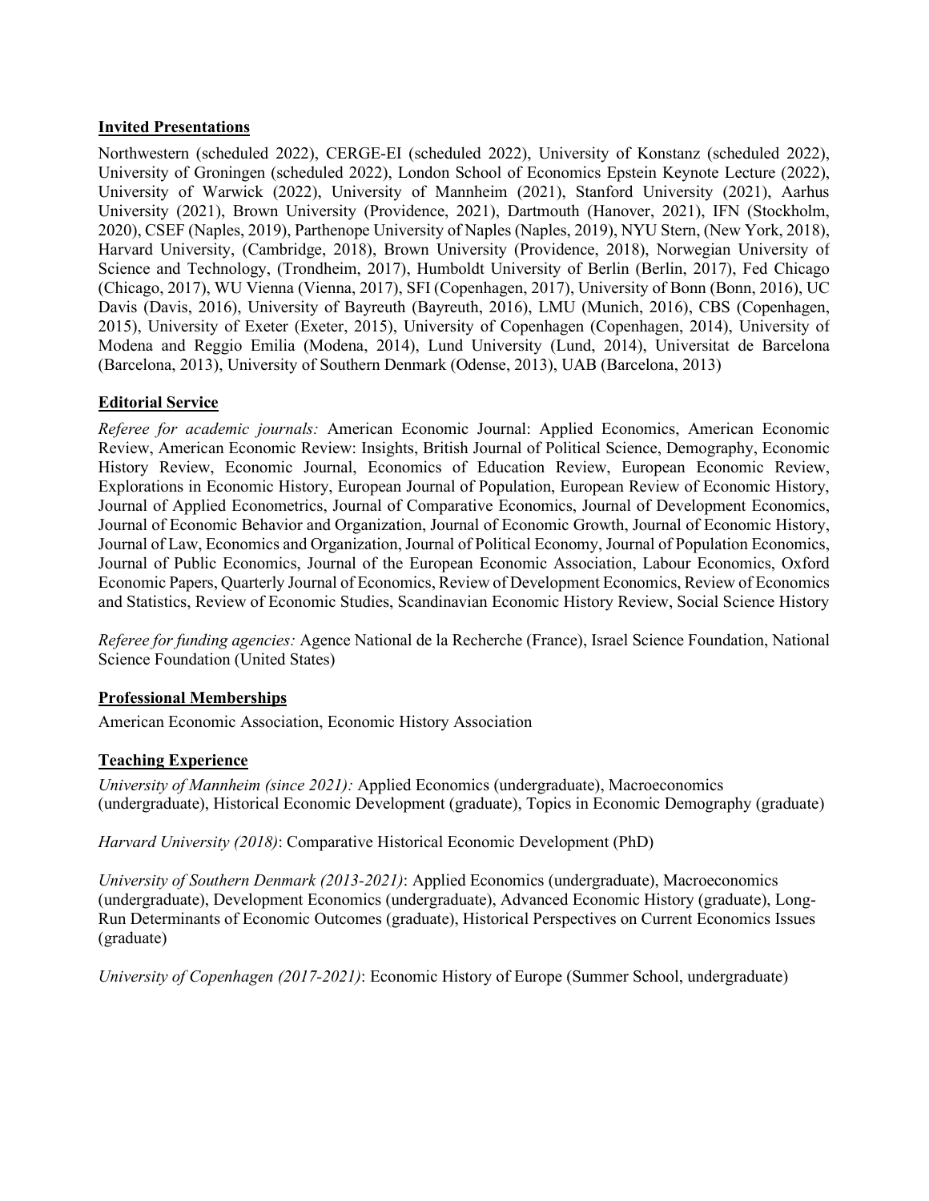## Invited Presentations

Northwestern (scheduled 2022), CERGE-EI (scheduled 2022), University of Konstanz (scheduled 2022), University of Groningen (scheduled 2022), London School of Economics Epstein Keynote Lecture (2022), University of Warwick (2022), University of Mannheim (2021), Stanford University (2021), Aarhus University (2021), Brown University (Providence, 2021), Dartmouth (Hanover, 2021), IFN (Stockholm, 2020), CSEF (Naples, 2019), Parthenope University of Naples (Naples, 2019), NYU Stern, (New York, 2018), Harvard University, (Cambridge, 2018), Brown University (Providence, 2018), Norwegian University of Science and Technology, (Trondheim, 2017), Humboldt University of Berlin (Berlin, 2017), Fed Chicago (Chicago, 2017), WU Vienna (Vienna, 2017), SFI (Copenhagen, 2017), University of Bonn (Bonn, 2016), UC Davis (Davis, 2016), University of Bayreuth (Bayreuth, 2016), LMU (Munich, 2016), CBS (Copenhagen, 2015), University of Exeter (Exeter, 2015), University of Copenhagen (Copenhagen, 2014), University of Modena and Reggio Emilia (Modena, 2014), Lund University (Lund, 2014), Universitat de Barcelona (Barcelona, 2013), University of Southern Denmark (Odense, 2013), UAB (Barcelona, 2013)

## Editorial Service

*Referee for academic journals:* American Economic Journal: Applied Economics, American Economic Review, American Economic Review: Insights, British Journal of Political Science, Demography, Economic History Review, Economic Journal, Economics of Education Review, European Economic Review, Explorations in Economic History, European Journal of Population, European Review of Economic History, Journal of Applied Econometrics, Journal of Comparative Economics, Journal of Development Economics, Journal of Economic Behavior and Organization, Journal of Economic Growth, Journal of Economic History, Journal of Law, Economics and Organization, Journal of Political Economy, Journal of Population Economics, Journal of Public Economics, Journal of the European Economic Association, Labour Economics, Oxford Economic Papers, Quarterly Journal of Economics, Review of Development Economics, Review of Economics and Statistics, Review of Economic Studies, Scandinavian Economic History Review, Social Science History

*Referee for funding agencies:* Agence National de la Recherche (France), Israel Science Foundation, National Science Foundation (United States)

## Professional Memberships

American Economic Association, Economic History Association

## Teaching Experience

*University of Mannheim (since 2021):* Applied Economics (undergraduate), Macroeconomics (undergraduate), Historical Economic Development (graduate), Topics in Economic Demography (graduate)

*Harvard University (2018)*: Comparative Historical Economic Development (PhD)

*University of Southern Denmark (2013-2021)*: Applied Economics (undergraduate), Macroeconomics (undergraduate), Development Economics (undergraduate), Advanced Economic History (graduate), Long-Run Determinants of Economic Outcomes (graduate), Historical Perspectives on Current Economics Issues (graduate)

*University of Copenhagen (2017-2021)*: Economic History of Europe (Summer School, undergraduate)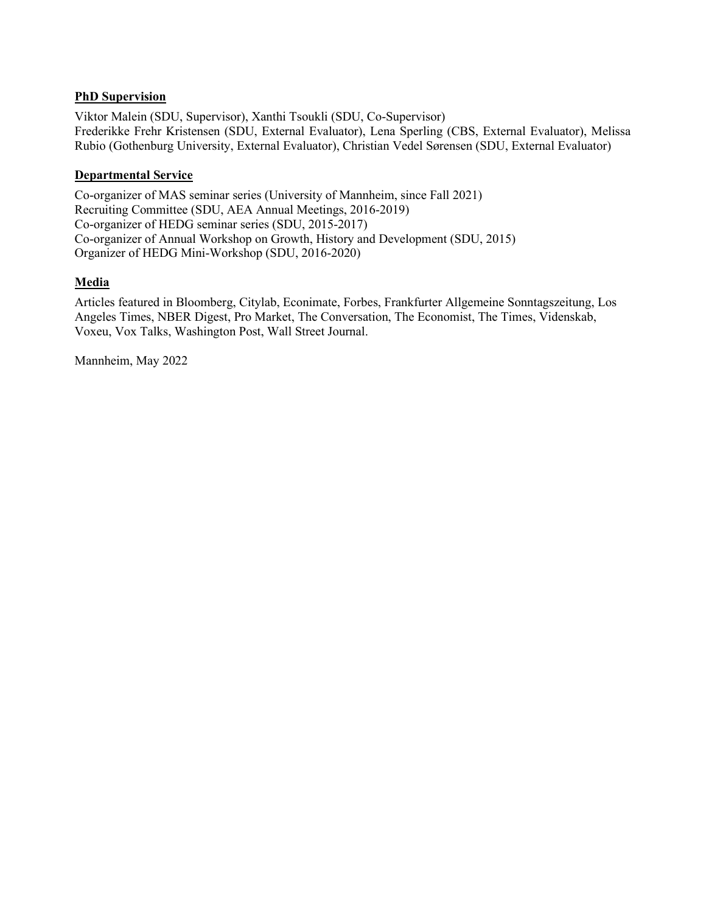## PhD Supervision

Viktor Malein (SDU, Supervisor), Xanthi Tsoukli (SDU, Co-Supervisor)
Frederikke Frehr Kristensen (SDU, External Evaluator), Lena Sperling (CBS, External Evaluator), Melissa Rubio (Gothenburg University, External Evaluator), Christian Vedel Sørensen (SDU, External Evaluator)

## Departmental Service

Co-organizer of MAS seminar series (University of Mannheim, since Fall 2021)
Recruiting Committee (SDU, AEA Annual Meetings, 2016-2019)
Co-organizer of HEDG seminar series (SDU, 2015-2017)
Co-organizer of Annual Workshop on Growth, History and Development (SDU, 2015)
Organizer of HEDG Mini-Workshop (SDU, 2016-2020)

## Media

Articles featured in Bloomberg, Citylab, Econimate, Forbes, Frankfurter Allgemeine Sonntagszeitung, Los Angeles Times, NBER Digest, Pro Market, The Conversation, The Economist, The Times, Videnskab, Voxeu, Vox Talks, Washington Post, Wall Street Journal.

Mannheim, May 2022